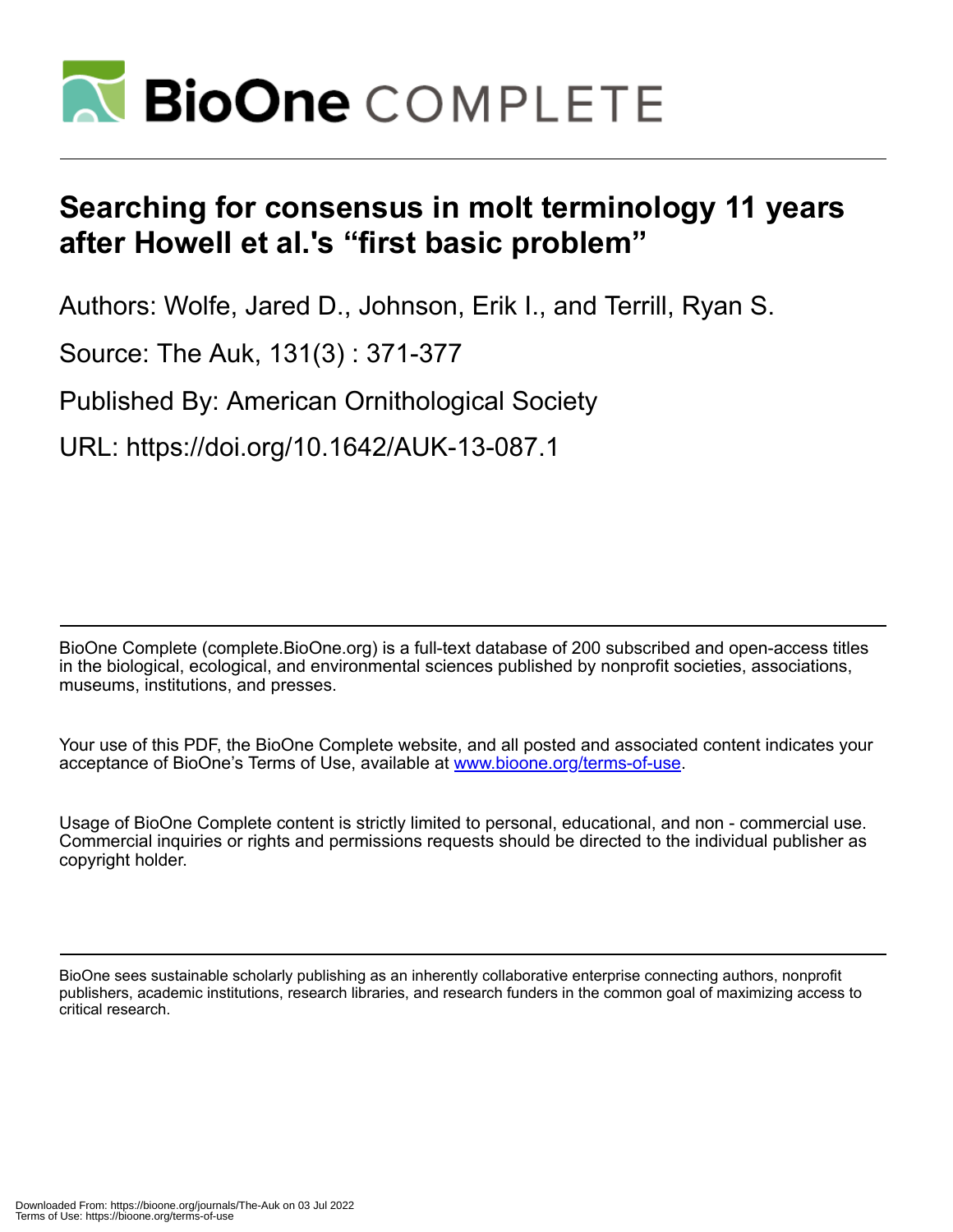# Searching for consensus in molt terminology 11 years after Howell et al.'s "first basic problem"

Authors: Wolfe, Jared D., Johnson, Erik I., and Terrill, Ryan S.

Source: The Auk, 131(3) : 371-377

Published By: American Ornithological Society

URL: https://doi.org/10.1642/AUK-13-087.1

BioOne Complete (complete.BioOne.org) is a full-text database of 200 subscribed and open-access titles in the biological, ecological, and environmental sciences published by nonprofit societies, associations, museums, institutions, and presses.

Your use of this PDF, the BioOne Complete website, and all posted and associated content indicates your acceptance of BioOne's Terms of Use, available at www.bioone.org/terms-of-use.

Usage of BioOne Complete content is strictly limited to personal, educational, and non - commercial use. Commercial inquiries or rights and permissions requests should be directed to the individual publisher as copyright holder.

BioOne sees sustainable scholarly publishing as an inherently collaborative enterprise connecting authors, nonprofit publishers, academic institutions, research libraries, and research funders in the common goal of maximizing access to critical research.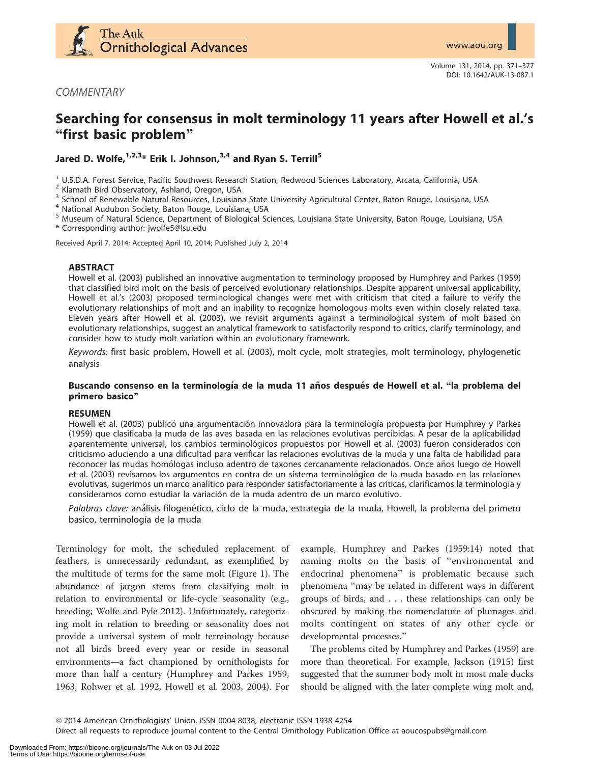*COMMENTARY*

# Searching for consensus in molt terminology 11 years after Howell et al.'s "first basic problem"

**Jared D. Wolfe,[1,2,3]* Erik I. Johnson,[3,4] and Ryan S. Terrill[5]**

[1] U.S.D.A. Forest Service, Pacific Southwest Research Station, Redwood Sciences Laboratory, Arcata, California, USA
[2] Klamath Bird Observatory, Ashland, Oregon, USA
[3] School of Renewable Natural Resources, Louisiana State University Agricultural Center, Baton Rouge, Louisiana, USA
[4] National Audubon Society, Baton Rouge, Louisiana, USA
[5] Museum of Natural Science, Department of Biological Sciences, Louisiana State University, Baton Rouge, Louisiana, USA
* Corresponding author: jwolfe5@lsu.edu

Received April 7, 2014; Accepted April 10, 2014; Published July 2, 2014

## ABSTRACT

Howell et al. (2003) published an innovative augmentation to terminology proposed by Humphrey and Parkes (1959) that classified bird molt on the basis of perceived evolutionary relationships. Despite apparent universal applicability, Howell et al.'s (2003) proposed terminological changes were met with criticism that cited a failure to verify the evolutionary relationships of molt and an inability to recognize homologous molts even within closely related taxa. Eleven years after Howell et al. (2003), we revisit arguments against a terminological system of molt based on evolutionary relationships, suggest an analytical framework to satisfactorily respond to critics, clarify terminology, and consider how to study molt variation within an evolutionary framework.

*Keywords:* first basic problem, Howell et al. (2003), molt cycle, molt strategies, molt terminology, phylogenetic analysis

### Buscando consenso en la terminología de la muda 11 años después de Howell et al. "la problema del primero basico"

## RESUMEN

Howell et al. (2003) publicó una argumentación innovadora para la terminología propuesta por Humphrey y Parkes (1959) que clasificaba la muda de las aves basada en las relaciones evolutivas percibidas. A pesar de la aplicabilidad aparentemente universal, los cambios terminológicos propuestos por Howell et al. (2003) fueron considerados con criticismo aduciendo a una dificultad para verificar las relaciones evolutivas de la muda y una falta de habilidad para reconocer las mudas homólogas incluso adentro de taxones cercanamente relacionados. Once años luego de Howell et al. (2003) revisamos los argumentos en contra de un sistema terminológico de la muda basado en las relaciones evolutivas, sugerimos un marco analítico para responder satisfactoriamente a las críticas, clarificamos la terminología y consideramos como estudiar la variación de la muda adentro de un marco evolutivo.

*Palabras clave:* análisis filogenético, ciclo de la muda, estrategia de la muda, Howell, la problema del primero basico, terminología de la muda

Terminology for molt, the scheduled replacement of feathers, is unnecessarily redundant, as exemplified by the multitude of terms for the same molt (Figure 1). The abundance of jargon stems from classifying molt in relation to environmental or life-cycle seasonality (e.g., breeding; Wolfe and Pyle 2012). Unfortunately, categorizing molt in relation to breeding or seasonality does not provide a universal system of molt terminology because not all birds breed every year or reside in seasonal environments—a fact championed by ornithologists for more than half a century (Humphrey and Parkes 1959, 1963, Rohwer et al. 1992, Howell et al. 2003, 2004). For example, Humphrey and Parkes (1959:14) noted that naming molts on the basis of "environmental and endocrinal phenomena" is problematic because such phenomena "may be related in different ways in different groups of birds, and . . . these relationships can only be obscured by making the nomenclature of plumages and molts contingent on states of any other cycle or developmental processes."

The problems cited by Humphrey and Parkes (1959) are more than theoretical. For example, Jackson (1915) first suggested that the summer body molt in most male ducks should be aligned with the later complete wing molt and,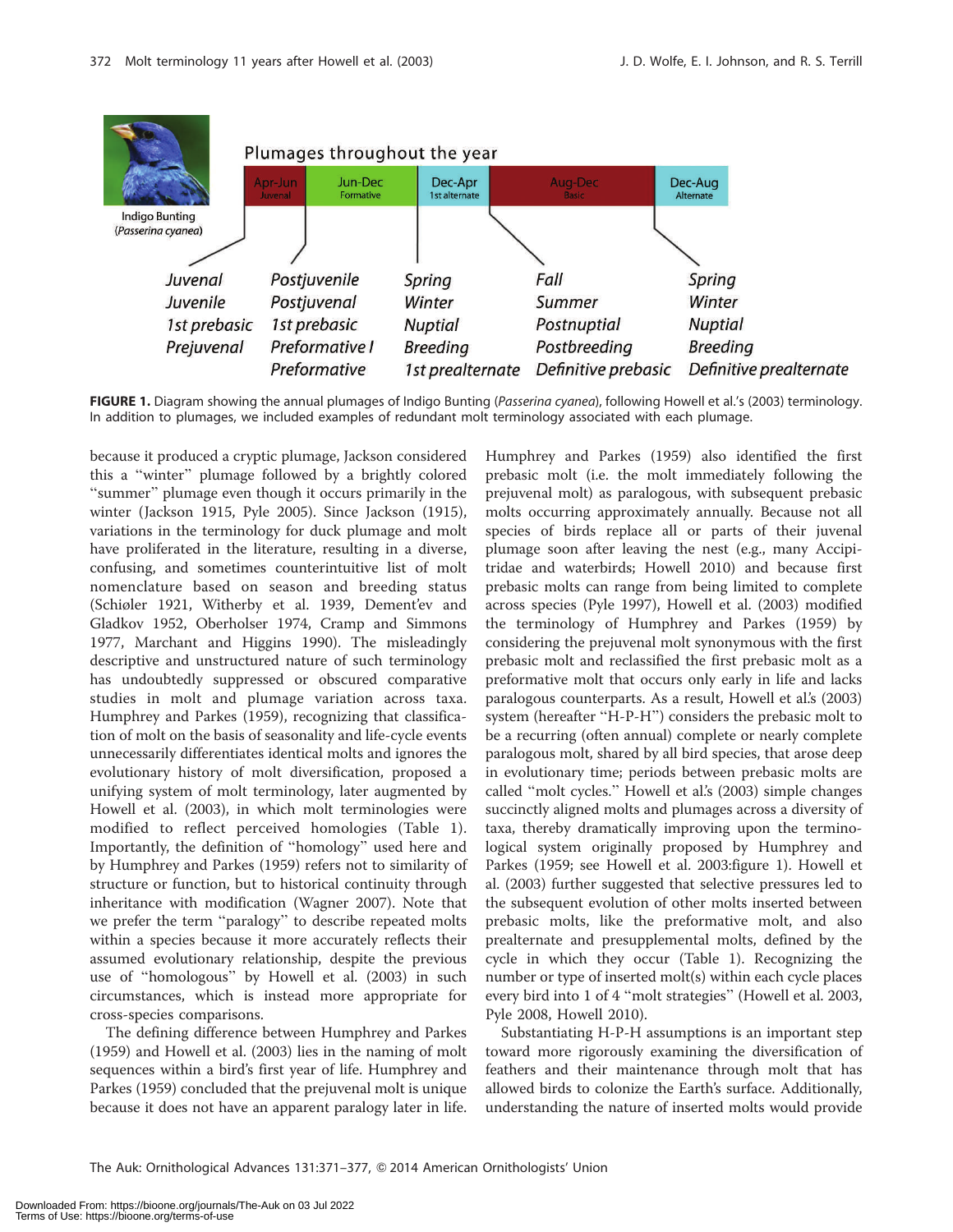Plumages throughout the year

| Apr-Jun Juvenal | Jun-Dec Formative | Dec-Apr 1st alternate | Aug-Dec Basic | Dec-Aug Alternate |
|---|---|---|---|---|
| Juvenal | Postjuvenile | Spring | Fall | Spring |
| Juvenile | Postjuvenal | Winter | Summer | Winter |
| 1st prebasic | 1st prebasic | Nuptial | Postnuptial | Nuptial |
| Prejuvenal | Preformative I | Breeding | Postbreeding | Breeding |
| | Preformative | 1st prealternate | Definitive prebasic | Definitive prealternate |

Indigo Bunting (*Passerina cyanea*)

**FIGURE 1.** Diagram showing the annual plumages of Indigo Bunting (*Passerina cyanea*), following Howell et al.'s (2003) terminology. In addition to plumages, we included examples of redundant molt terminology associated with each plumage.

because it produced a cryptic plumage, Jackson considered this a "winter" plumage followed by a brightly colored "summer" plumage even though it occurs primarily in the winter (Jackson 1915, Pyle 2005). Since Jackson (1915), variations in the terminology for duck plumage and molt have proliferated in the literature, resulting in a diverse, confusing, and sometimes counterintuitive list of molt nomenclature based on season and breeding status (Schiøler 1921, Witherby et al. 1939, Dement'ev and Gladkov 1952, Oberholser 1974, Cramp and Simmons 1977, Marchant and Higgins 1990). The misleadingly descriptive and unstructured nature of such terminology has undoubtedly suppressed or obscured comparative studies in molt and plumage variation across taxa. Humphrey and Parkes (1959), recognizing that classification of molt on the basis of seasonality and life-cycle events unnecessarily differentiates identical molts and ignores the evolutionary history of molt diversification, proposed a unifying system of molt terminology, later augmented by Howell et al. (2003), in which molt terminologies were modified to reflect perceived homologies (Table 1). Importantly, the definition of "homology" used here and by Humphrey and Parkes (1959) refers not to similarity of structure or function, but to historical continuity through inheritance with modification (Wagner 2007). Note that we prefer the term "paralogy" to describe repeated molts within a species because it more accurately reflects their assumed evolutionary relationship, despite the previous use of "homologous" by Howell et al. (2003) in such circumstances, which is instead more appropriate for cross-species comparisons.

The defining difference between Humphrey and Parkes (1959) and Howell et al. (2003) lies in the naming of molt sequences within a bird's first year of life. Humphrey and Parkes (1959) concluded that the prejuvenal molt is unique because it does not have an apparent paralogy later in life. Humphrey and Parkes (1959) also identified the first prebasic molt (i.e. the molt immediately following the prejuvenal molt) as paralogous, with subsequent prebasic molts occurring approximately annually. Because not all species of birds replace all or parts of their juvenal plumage soon after leaving the nest (e.g., many Accipitridae and waterbirds; Howell 2010) and because first prebasic molts can range from being limited to complete across species (Pyle 1997), Howell et al. (2003) modified the terminology of Humphrey and Parkes (1959) by considering the prejuvenal molt synonymous with the first prebasic molt and reclassified the first prebasic molt as a preformative molt that occurs only early in life and lacks paralogous counterparts. As a result, Howell et al.'s (2003) system (hereafter "H-P-H") considers the prebasic molt to be a recurring (often annual) complete or nearly complete paralogous molt, shared by all bird species, that arose deep in evolutionary time; periods between prebasic molts are called "molt cycles." Howell et al.'s (2003) simple changes succinctly aligned molts and plumages across a diversity of taxa, thereby dramatically improving upon the terminological system originally proposed by Humphrey and Parkes (1959; see Howell et al. 2003:figure 1). Howell et al. (2003) further suggested that selective pressures led to the subsequent evolution of other molts inserted between prebasic molts, like the preformative molt, and also prealternate and presupplemental molts, defined by the cycle in which they occur (Table 1). Recognizing the number or type of inserted molt(s) within each cycle places every bird into 1 of 4 "molt strategies" (Howell et al. 2003, Pyle 2008, Howell 2010).

Substantiating H-P-H assumptions is an important step toward more rigorously examining the diversification of feathers and their maintenance through molt that has allowed birds to colonize the Earth's surface. Additionally, understanding the nature of inserted molts would provide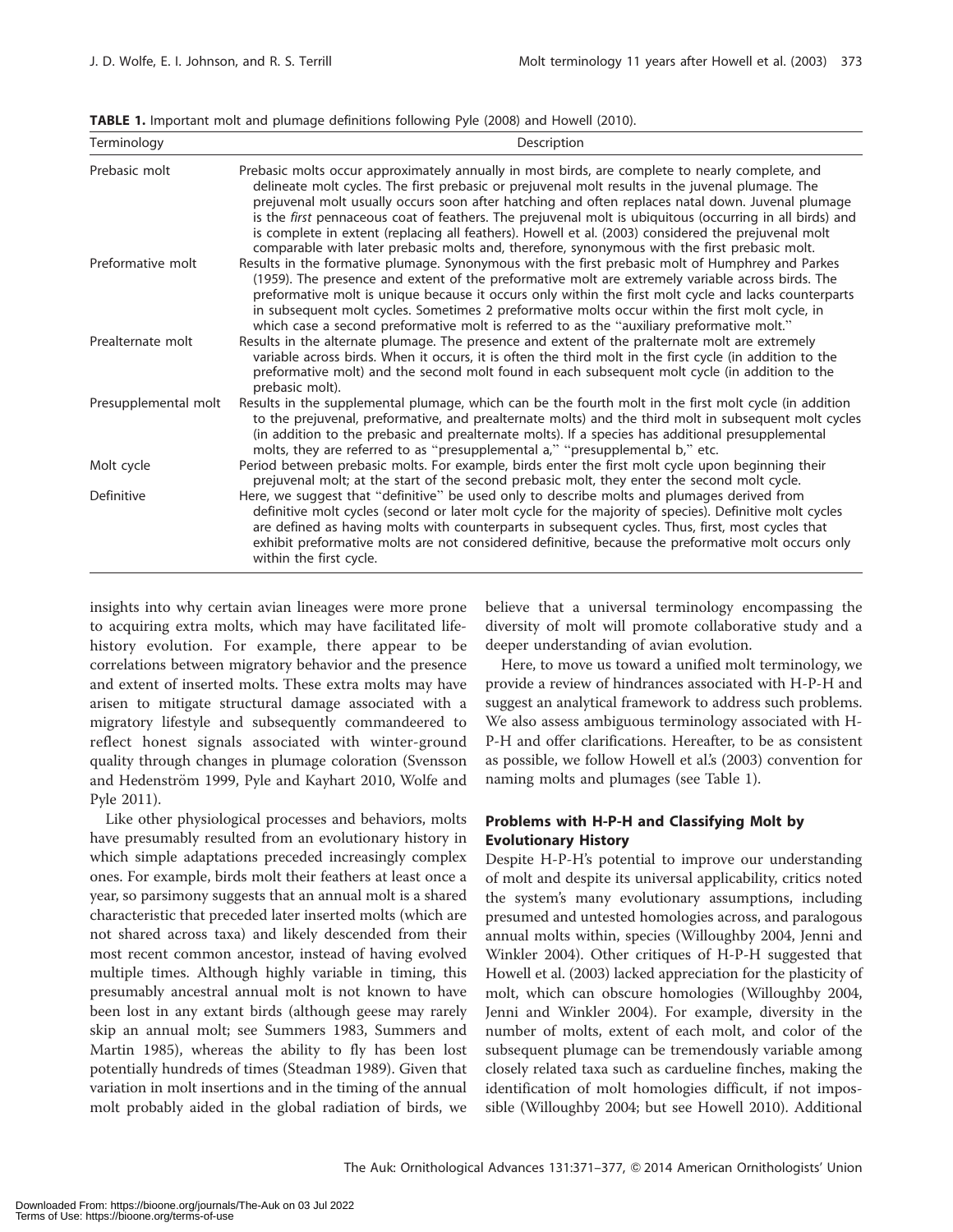**TABLE 1.** Important molt and plumage definitions following Pyle (2008) and Howell (2010).

| Terminology | Description |
| --- | --- |
| Prebasic molt | Prebasic molts occur approximately annually in most birds, are complete to nearly complete, and delineate molt cycles. The first prebasic or prejuvenal molt results in the juvenal plumage. The prejuvenal molt usually occurs soon after hatching and often replaces natal down. Juvenal plumage is the *first* pennaceous coat of feathers. The prejuvenal molt is ubiquitous (occurring in all birds) and is complete in extent (replacing all feathers). Howell et al. (2003) considered the prejuvenal molt comparable with later prebasic molts and, therefore, synonymous with the first prebasic molt. |
| Preformative molt | Results in the formative plumage. Synonymous with the first prebasic molt of Humphrey and Parkes (1959). The presence and extent of the preformative molt are extremely variable across birds. The preformative molt is unique because it occurs only within the first molt cycle and lacks counterparts in subsequent molt cycles. Sometimes 2 preformative molts occur within the first molt cycle, in which case a second preformative molt is referred to as the "auxiliary preformative molt." |
| Prealternate molt | Results in the alternate plumage. The presence and extent of the pralternate molt are extremely variable across birds. When it occurs, it is often the third molt in the first cycle (in addition to the preformative molt) and the second molt found in each subsequent molt cycle (in addition to the prebasic molt). |
| Presupplemental molt | Results in the supplemental plumage, which can be the fourth molt in the first molt cycle (in addition to the prejuvenal, preformative, and prealternate molts) and the third molt in subsequent molt cycles (in addition to the prebasic and prealternate molts). If a species has additional presupplemental molts, they are referred to as "presupplemental a," "presupplemental b," etc. |
| Molt cycle | Period between prebasic molts. For example, birds enter the first molt cycle upon beginning their prejuvenal molt; at the start of the second prebasic molt, they enter the second molt cycle. |
| Definitive | Here, we suggest that "definitive" be used only to describe molts and plumages derived from definitive molt cycles (second or later molt cycle for the majority of species). Definitive molt cycles are defined as having molts with counterparts in subsequent cycles. Thus, first, most cycles that exhibit preformative molts are not considered definitive, because the preformative molt occurs only within the first cycle. |

insights into why certain avian lineages were more prone to acquiring extra molts, which may have facilitated life-history evolution. For example, there appear to be correlations between migratory behavior and the presence and extent of inserted molts. These extra molts may have arisen to mitigate structural damage associated with a migratory lifestyle and subsequently commandeered to reflect honest signals associated with winter-ground quality through changes in plumage coloration (Svensson and Hedenström 1999, Pyle and Kayhart 2010, Wolfe and Pyle 2011).

Like other physiological processes and behaviors, molts have presumably resulted from an evolutionary history in which simple adaptations preceded increasingly complex ones. For example, birds molt their feathers at least once a year, so parsimony suggests that an annual molt is a shared characteristic that preceded later inserted molts (which are not shared across taxa) and likely descended from their most recent common ancestor, instead of having evolved multiple times. Although highly variable in timing, this presumably ancestral annual molt is not known to have been lost in any extant birds (although geese may rarely skip an annual molt; see Summers 1983, Summers and Martin 1985), whereas the ability to fly has been lost potentially hundreds of times (Steadman 1989). Given that variation in molt insertions and in the timing of the annual molt probably aided in the global radiation of birds, we believe that a universal terminology encompassing the diversity of molt will promote collaborative study and a deeper understanding of avian evolution.

Here, to move us toward a unified molt terminology, we provide a review of hindrances associated with H-P-H and suggest an analytical framework to address such problems. We also assess ambiguous terminology associated with H-P-H and offer clarifications. Hereafter, to be as consistent as possible, we follow Howell et al.'s (2003) convention for naming molts and plumages (see Table 1).

## Problems with H-P-H and Classifying Molt by Evolutionary History

Despite H-P-H's potential to improve our understanding of molt and despite its universal applicability, critics noted the system's many evolutionary assumptions, including presumed and untested homologies across, and paralogous annual molts within, species (Willoughby 2004, Jenni and Winkler 2004). Other critiques of H-P-H suggested that Howell et al. (2003) lacked appreciation for the plasticity of molt, which can obscure homologies (Willoughby 2004, Jenni and Winkler 2004). For example, diversity in the number of molts, extent of each molt, and color of the subsequent plumage can be tremendously variable among closely related taxa such as cardueline finches, making the identification of molt homologies difficult, if not impossible (Willoughby 2004; but see Howell 2010). Additional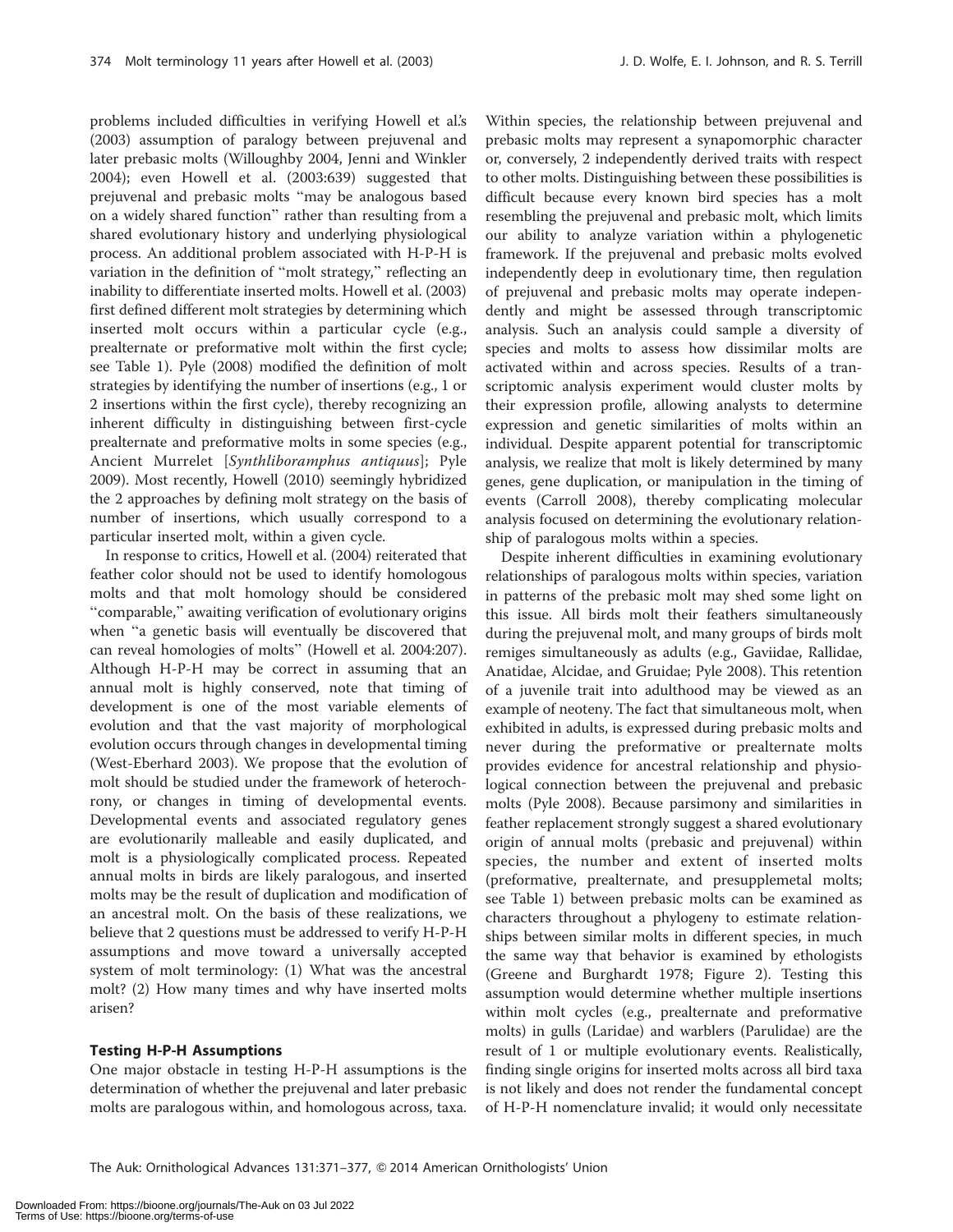problems included difficulties in verifying Howell et al.'s (2003) assumption of paralogy between prejuvenal and later prebasic molts (Willoughby 2004, Jenni and Winkler 2004); even Howell et al. (2003:639) suggested that prejuvenal and prebasic molts "may be analogous based on a widely shared function" rather than resulting from a shared evolutionary history and underlying physiological process. An additional problem associated with H-P-H is variation in the definition of "molt strategy," reflecting an inability to differentiate inserted molts. Howell et al. (2003) first defined different molt strategies by determining which inserted molt occurs within a particular cycle (e.g., prealternate or preformative molt within the first cycle; see Table 1). Pyle (2008) modified the definition of molt strategies by identifying the number of insertions (e.g., 1 or 2 insertions within the first cycle), thereby recognizing an inherent difficulty in distinguishing between first-cycle prealternate and preformative molts in some species (e.g., Ancient Murrelet [*Synthliboramphus antiquus*]; Pyle 2009). Most recently, Howell (2010) seemingly hybridized the 2 approaches by defining molt strategy on the basis of number of insertions, which usually correspond to a particular inserted molt, within a given cycle.

In response to critics, Howell et al. (2004) reiterated that feather color should not be used to identify homologous molts and that molt homology should be considered "comparable," awaiting verification of evolutionary origins when "a genetic basis will eventually be discovered that can reveal homologies of molts" (Howell et al. 2004:207). Although H-P-H may be correct in assuming that an annual molt is highly conserved, note that timing of development is one of the most variable elements of evolution and that the vast majority of morphological evolution occurs through changes in developmental timing (West-Eberhard 2003). We propose that the evolution of molt should be studied under the framework of heterochrony, or changes in timing of developmental events. Developmental events and associated regulatory genes are evolutionarily malleable and easily duplicated, and molt is a physiologically complicated process. Repeated annual molts in birds are likely paralogous, and inserted molts may be the result of duplication and modification of an ancestral molt. On the basis of these realizations, we believe that 2 questions must be addressed to verify H-P-H assumptions and move toward a universally accepted system of molt terminology: (1) What was the ancestral molt? (2) How many times and why have inserted molts arisen?

### Testing H-P-H Assumptions

One major obstacle in testing H-P-H assumptions is the determination of whether the prejuvenal and later prebasic molts are paralogous within, and homologous across, taxa. Within species, the relationship between prejuvenal and prebasic molts may represent a synapomorphic character or, conversely, 2 independently derived traits with respect to other molts. Distinguishing between these possibilities is difficult because every known bird species has a molt resembling the prejuvenal and prebasic molt, which limits our ability to analyze variation within a phylogenetic framework. If the prejuvenal and prebasic molts evolved independently deep in evolutionary time, then regulation of prejuvenal and prebasic molts may operate independently and might be assessed through transcriptomic analysis. Such an analysis could sample a diversity of species and molts to assess how dissimilar molts are activated within and across species. Results of a transcriptomic analysis experiment would cluster molts by their expression profile, allowing analysts to determine expression and genetic similarities of molts within an individual. Despite apparent potential for transcriptomic analysis, we realize that molt is likely determined by many genes, gene duplication, or manipulation in the timing of events (Carroll 2008), thereby complicating molecular analysis focused on determining the evolutionary relationship of paralogous molts within a species.

Despite inherent difficulties in examining evolutionary relationships of paralogous molts within species, variation in patterns of the prebasic molt may shed some light on this issue. All birds molt their feathers simultaneously during the prejuvenal molt, and many groups of birds molt remiges simultaneously as adults (e.g., Gaviidae, Rallidae, Anatidae, Alcidae, and Gruidae; Pyle 2008). This retention of a juvenile trait into adulthood may be viewed as an example of neoteny. The fact that simultaneous molt, when exhibited in adults, is expressed during prebasic molts and never during the preformative or prealternate molts provides evidence for ancestral relationship and physiological connection between the prejuvenal and prebasic molts (Pyle 2008). Because parsimony and similarities in feather replacement strongly suggest a shared evolutionary origin of annual molts (prebasic and prejuvenal) within species, the number and extent of inserted molts (preformative, prealternate, and presupplemetal molts; see Table 1) between prebasic molts can be examined as characters throughout a phylogeny to estimate relationships between similar molts in different species, in much the same way that behavior is examined by ethologists (Greene and Burghardt 1978; Figure 2). Testing this assumption would determine whether multiple insertions within molt cycles (e.g., prealternate and preformative molts) in gulls (Laridae) and warblers (Parulidae) are the result of 1 or multiple evolutionary events. Realistically, finding single origins for inserted molts across all bird taxa is not likely and does not render the fundamental concept of H-P-H nomenclature invalid; it would only necessitate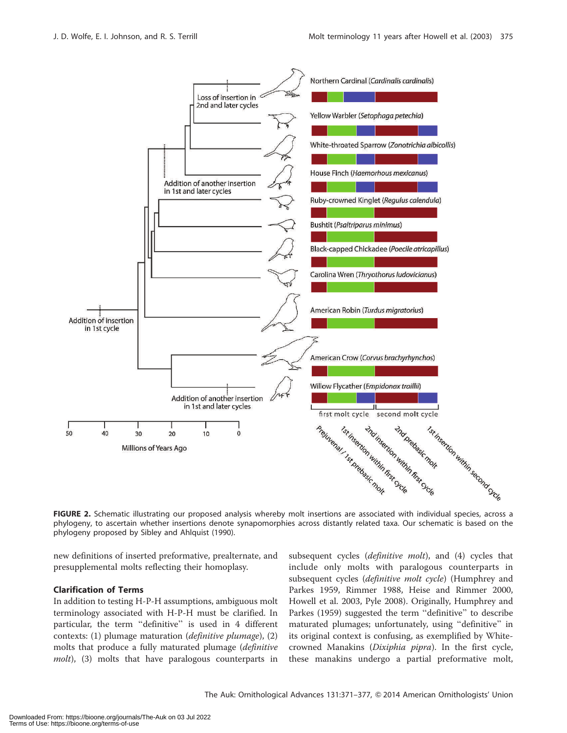FIGURE 2. Schematic illustrating our proposed analysis whereby molt insertions are associated with individual species, across a phylogeny, to ascertain whether insertions denote synapomorphies across distantly related taxa. Our schematic is based on the phylogeny proposed by Sibley and Ahlquist (1990).

new definitions of inserted preformative, prealternate, and presupplemental molts reflecting their homoplasy.

### Clarification of Terms

In addition to testing H-P-H assumptions, ambiguous molt terminology associated with H-P-H must be clarified. In particular, the term "definitive" is used in 4 different contexts: (1) plumage maturation (*definitive plumage*), (2) molts that produce a fully maturated plumage (*definitive molt*), (3) molts that have paralogous counterparts in subsequent cycles (*definitive molt*), and (4) cycles that include only molts with paralogous counterparts in subsequent cycles (*definitive molt cycle*) (Humphrey and Parkes 1959, Rimmer 1988, Heise and Rimmer 2000, Howell et al. 2003, Pyle 2008). Originally, Humphrey and Parkes (1959) suggested the term "definitive" to describe maturated plumages; unfortunately, using "definitive" in its original context is confusing, as exemplified by White-crowned Manakins (*Dixiphia pipra*). In the first cycle, these manakins undergo a partial preformative molt,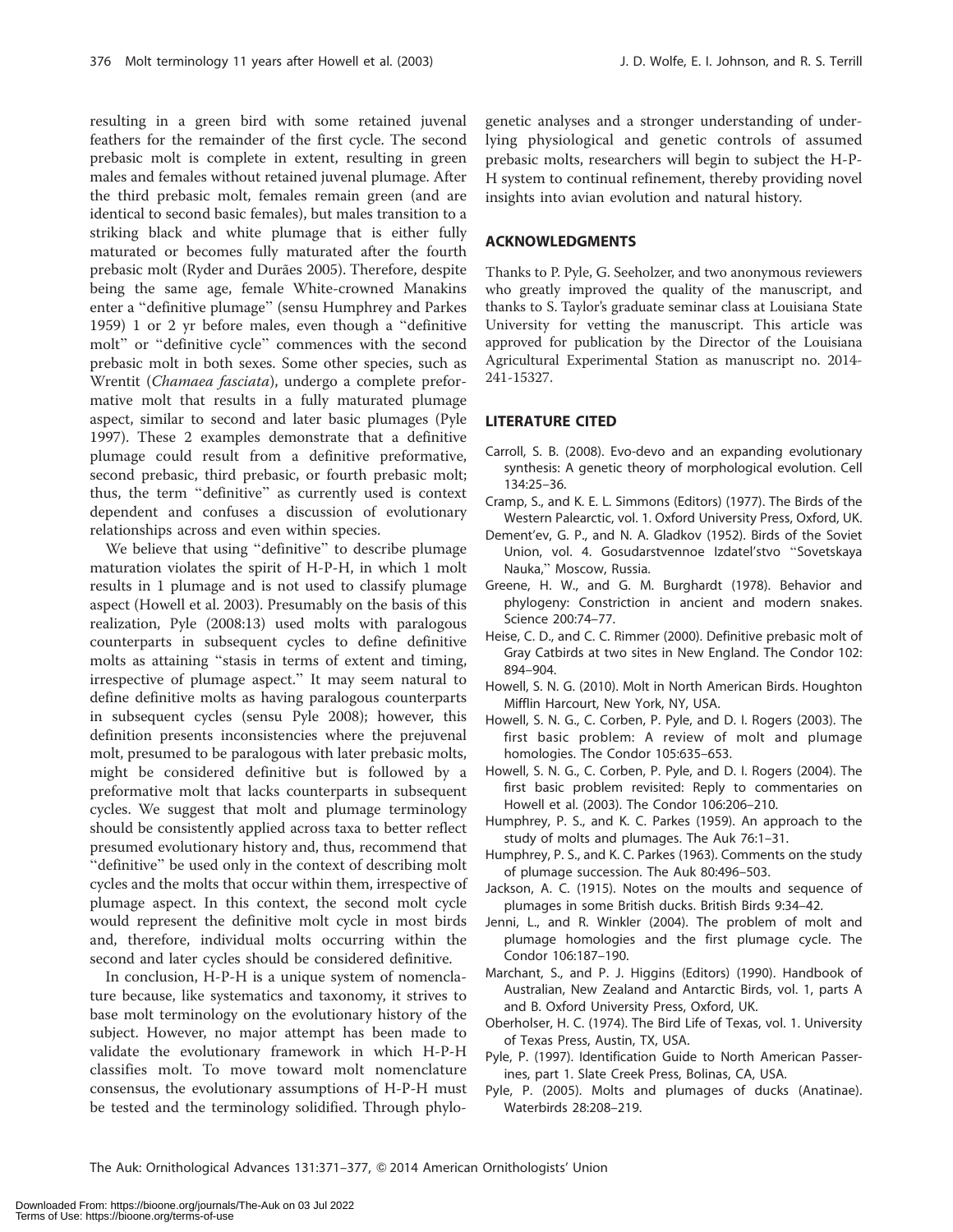resulting in a green bird with some retained juvenal feathers for the remainder of the first cycle. The second prebasic molt is complete in extent, resulting in green males and females without retained juvenal plumage. After the third prebasic molt, females remain green (and are identical to second basic females), but males transition to a striking black and white plumage that is either fully maturated or becomes fully maturated after the fourth prebasic molt (Ryder and Durães 2005). Therefore, despite being the same age, female White-crowned Manakins enter a "definitive plumage" (sensu Humphrey and Parkes 1959) 1 or 2 yr before males, even though a "definitive molt" or "definitive cycle" commences with the second prebasic molt in both sexes. Some other species, such as Wrentit (*Chamaea fasciata*), undergo a complete preformative molt that results in a fully maturated plumage aspect, similar to second and later basic plumages (Pyle 1997). These 2 examples demonstrate that a definitive plumage could result from a definitive preformative, second prebasic, third prebasic, or fourth prebasic molt; thus, the term "definitive" as currently used is context dependent and confuses a discussion of evolutionary relationships across and even within species.

We believe that using "definitive" to describe plumage maturation violates the spirit of H-P-H, in which 1 molt results in 1 plumage and is not used to classify plumage aspect (Howell et al. 2003). Presumably on the basis of this realization, Pyle (2008:13) used molts with paralogous counterparts in subsequent cycles to define definitive molts as attaining "stasis in terms of extent and timing, irrespective of plumage aspect." It may seem natural to define definitive molts as having paralogous counterparts in subsequent cycles (sensu Pyle 2008); however, this definition presents inconsistencies where the prejuvenal molt, presumed to be paralogous with later prebasic molts, might be considered definitive but is followed by a preformative molt that lacks counterparts in subsequent cycles. We suggest that molt and plumage terminology should be consistently applied across taxa to better reflect presumed evolutionary history and, thus, recommend that "definitive" be used only in the context of describing molt cycles and the molts that occur within them, irrespective of plumage aspect. In this context, the second molt cycle would represent the definitive molt cycle in most birds and, therefore, individual molts occurring within the second and later cycles should be considered definitive.

In conclusion, H-P-H is a unique system of nomenclature because, like systematics and taxonomy, it strives to base molt terminology on the evolutionary history of the subject. However, no major attempt has been made to validate the evolutionary framework in which H-P-H classifies molt. To move toward molt nomenclature consensus, the evolutionary assumptions of H-P-H must be tested and the terminology solidified. Through phylogenetic analyses and a stronger understanding of underlying physiological and genetic controls of assumed prebasic molts, researchers will begin to subject the H-P-H system to continual refinement, thereby providing novel insights into avian evolution and natural history.

## ACKNOWLEDGMENTS

Thanks to P. Pyle, G. Seeholzer, and two anonymous reviewers who greatly improved the quality of the manuscript, and thanks to S. Taylor's graduate seminar class at Louisiana State University for vetting the manuscript. This article was approved for publication by the Director of the Louisiana Agricultural Experimental Station as manuscript no. 2014-241-15327.

## LITERATURE CITED

Carroll, S. B. (2008). Evo-devo and an expanding evolutionary synthesis: A genetic theory of morphological evolution. Cell 134:25–36.

Cramp, S., and K. E. L. Simmons (Editors) (1977). The Birds of the Western Palearctic, vol. 1. Oxford University Press, Oxford, UK.

Dement'ev, G. P., and N. A. Gladkov (1952). Birds of the Soviet Union, vol. 4. Gosudarstvennoe Izdatel'stvo "Sovetskaya Nauka," Moscow, Russia.

Greene, H. W., and G. M. Burghardt (1978). Behavior and phylogeny: Constriction in ancient and modern snakes. Science 200:74–77.

Heise, C. D., and C. C. Rimmer (2000). Definitive prebasic molt of Gray Catbirds at two sites in New England. The Condor 102: 894–904.

Howell, S. N. G. (2010). Molt in North American Birds. Houghton Mifflin Harcourt, New York, NY, USA.

Howell, S. N. G., C. Corben, P. Pyle, and D. I. Rogers (2003). The first basic problem: A review of molt and plumage homologies. The Condor 105:635–653.

Howell, S. N. G., C. Corben, P. Pyle, and D. I. Rogers (2004). The first basic problem revisited: Reply to commentaries on Howell et al. (2003). The Condor 106:206–210.

Humphrey, P. S., and K. C. Parkes (1959). An approach to the study of molts and plumages. The Auk 76:1–31.

Humphrey, P. S., and K. C. Parkes (1963). Comments on the study of plumage succession. The Auk 80:496–503.

Jackson, A. C. (1915). Notes on the moults and sequence of plumages in some British ducks. British Birds 9:34–42.

Jenni, L., and R. Winkler (2004). The problem of molt and plumage homologies and the first plumage cycle. The Condor 106:187–190.

Marchant, S., and P. J. Higgins (Editors) (1990). Handbook of Australian, New Zealand and Antarctic Birds, vol. 1, parts A and B. Oxford University Press, Oxford, UK.

Oberholser, H. C. (1974). The Bird Life of Texas, vol. 1. University of Texas Press, Austin, TX, USA.

Pyle, P. (1997). Identification Guide to North American Passerines, part 1. Slate Creek Press, Bolinas, CA, USA.

Pyle, P. (2005). Molts and plumages of ducks (Anatinae). Waterbirds 28:208–219.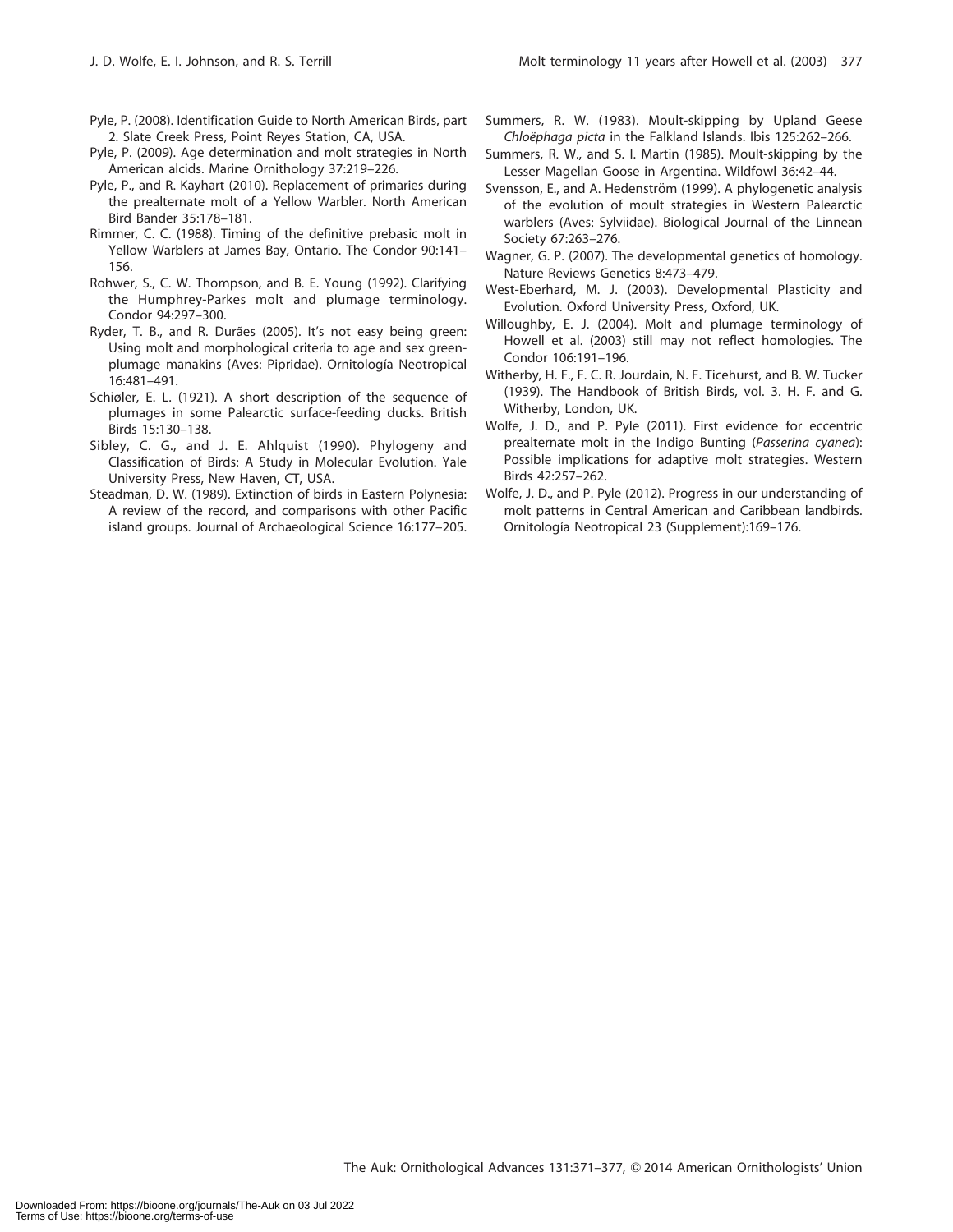Pyle, P. (2008). Identification Guide to North American Birds, part 2. Slate Creek Press, Point Reyes Station, CA, USA.

Pyle, P. (2009). Age determination and molt strategies in North American alcids. Marine Ornithology 37:219–226.

Pyle, P., and R. Kayhart (2010). Replacement of primaries during the prealternate molt of a Yellow Warbler. North American Bird Bander 35:178–181.

Rimmer, C. C. (1988). Timing of the definitive prebasic molt in Yellow Warblers at James Bay, Ontario. The Condor 90:141–156.

Rohwer, S., C. W. Thompson, and B. E. Young (1992). Clarifying the Humphrey-Parkes molt and plumage terminology. Condor 94:297–300.

Ryder, T. B., and R. Durães (2005). It's not easy being green: Using molt and morphological criteria to age and sex green-plumage manakins (Aves: Pipridae). Ornitología Neotropical 16:481–491.

Schiøler, E. L. (1921). A short description of the sequence of plumages in some Palearctic surface-feeding ducks. British Birds 15:130–138.

Sibley, C. G., and J. E. Ahlquist (1990). Phylogeny and Classification of Birds: A Study in Molecular Evolution. Yale University Press, New Haven, CT, USA.

Steadman, D. W. (1989). Extinction of birds in Eastern Polynesia: A review of the record, and comparisons with other Pacific island groups. Journal of Archaeological Science 16:177–205.

Summers, R. W. (1983). Moult-skipping by Upland Geese *Chloëphaga picta* in the Falkland Islands. Ibis 125:262–266.

Summers, R. W., and S. I. Martin (1985). Moult-skipping by the Lesser Magellan Goose in Argentina. Wildfowl 36:42–44.

Svensson, E., and A. Hedenström (1999). A phylogenetic analysis of the evolution of moult strategies in Western Palearctic warblers (Aves: Sylviidae). Biological Journal of the Linnean Society 67:263–276.

Wagner, G. P. (2007). The developmental genetics of homology. Nature Reviews Genetics 8:473–479.

West-Eberhard, M. J. (2003). Developmental Plasticity and Evolution. Oxford University Press, Oxford, UK.

Willoughby, E. J. (2004). Molt and plumage terminology of Howell et al. (2003) still may not reflect homologies. The Condor 106:191–196.

Witherby, H. F., F. C. R. Jourdain, N. F. Ticehurst, and B. W. Tucker (1939). The Handbook of British Birds, vol. 3. H. F. and G. Witherby, London, UK.

Wolfe, J. D., and P. Pyle (2011). First evidence for eccentric prealternate molt in the Indigo Bunting (*Passerina cyanea*): Possible implications for adaptive molt strategies. Western Birds 42:257–262.

Wolfe, J. D., and P. Pyle (2012). Progress in our understanding of molt patterns in Central American and Caribbean landbirds. Ornitología Neotropical 23 (Supplement):169–176.